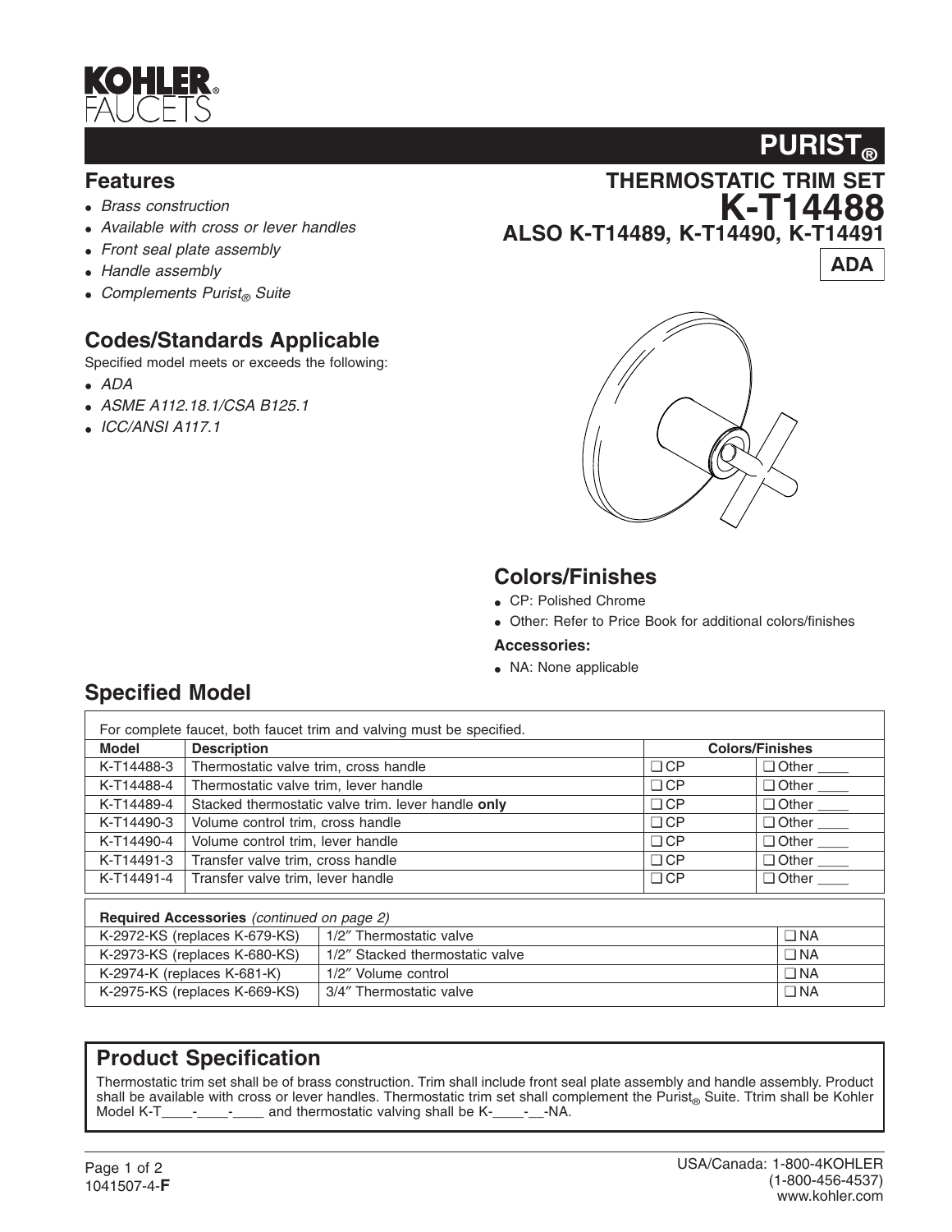# KOHLER FAUCETS

## PURIST®

## THERMOSTATIC TRIM SET
## K-T14488
## ALSO K-T14489, K-T14490, K-T14491

**ADA**

## Features

- *Brass construction*
- *Available with cross or lever handles*
- *Front seal plate assembly*
- *Handle assembly*
- *Complements Purist® Suite*

## Codes/Standards Applicable

Specified model meets or exceeds the following:

- *ADA*
- *ASME A112.18.1/CSA B125.1*
- *ICC/ANSI A117.1*

## Colors/Finishes

- CP: Polished Chrome
- Other: Refer to Price Book for additional colors/finishes

**Accessories:**

- NA: None applicable

## Specified Model

For complete faucet, both faucet trim and valving must be specified.

| Model | Description | Colors/Finishes | |
|---|---|---|---|
| K-T14488-3 | Thermostatic valve trim, cross handle | ❑ CP | ❑ Other ____ |
| K-T14488-4 | Thermostatic valve trim, lever handle | ❑ CP | ❑ Other ____ |
| K-T14489-4 | Stacked thermostatic valve trim. lever handle **only** | ❑ CP | ❑ Other ____ |
| K-T14490-3 | Volume control trim, cross handle | ❑ CP | ❑ Other ____ |
| K-T14490-4 | Volume control trim, lever handle | ❑ CP | ❑ Other ____ |
| K-T14491-3 | Transfer valve trim, cross handle | ❑ CP | ❑ Other ____ |
| K-T14491-4 | Transfer valve trim, lever handle | ❑ CP | ❑ Other ____ |

**Required Accessories** *(continued on page 2)*

| | | |
|---|---|---|
| K-2972-KS (replaces K-679-KS) | 1/2″ Thermostatic valve | ❑ NA |
| K-2973-KS (replaces K-680-KS) | 1/2″ Stacked thermostatic valve | ❑ NA |
| K-2974-K (replaces K-681-K) | 1/2″ Volume control | ❑ NA |
| K-2975-KS (replaces K-669-KS) | 3/4″ Thermostatic valve | ❑ NA |

## Product Specification

Thermostatic trim set shall be of brass construction. Trim shall include front seal plate assembly and handle assembly. Product shall be available with cross or lever handles. Thermostatic trim set shall complement the Purist® Suite. Ttrim shall be Kohler Model K-T____-____-____ and thermostatic valving shall be K-____-__-NA.

1041507-4-**F**

USA/Canada: 1-800-4KOHLER
(1-800-456-4537)
www.kohler.com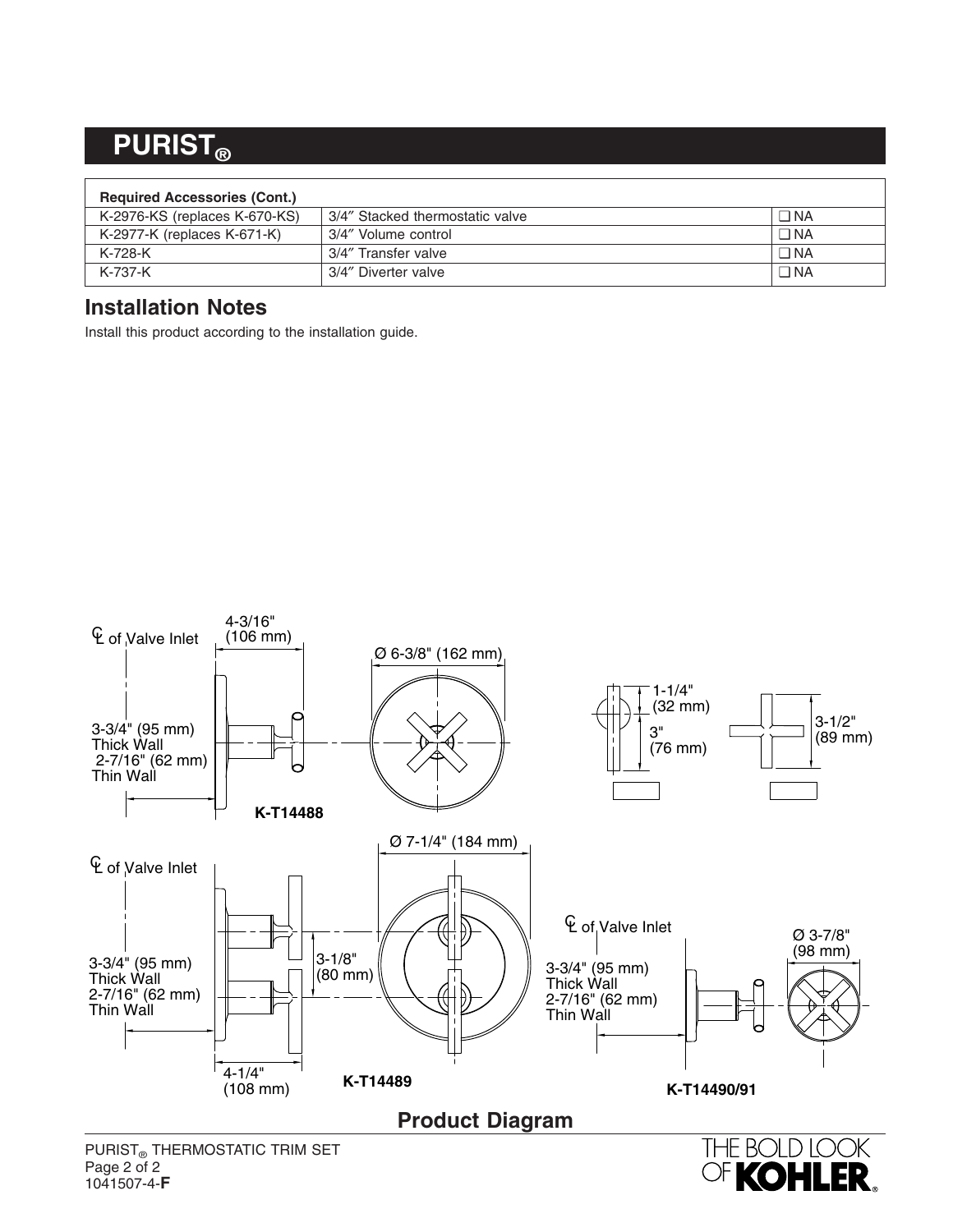# PURIST®

| Required Accessories (Cont.) | | |
|---|---|---|
| K-2976-KS (replaces K-670-KS) | 3/4″ Stacked thermostatic valve | ❑ NA |
| K-2977-K (replaces K-671-K) | 3/4″ Volume control | ❑ NA |
| K-728-K | 3/4″ Transfer valve | ❑ NA |
| K-737-K | 3/4″ Diverter valve | ❑ NA |

## Installation Notes

Install this product according to the installation guide.

℄ of Valve Inlet
4-3/16" (106 mm)
Ø 6-3/8" (162 mm)
1-1/4" (32 mm)
3" (76 mm)
3-1/2" (89 mm)
3-3/4" (95 mm) Thick Wall
2-7/16" (62 mm) Thin Wall
**K-T14488**

℄ of Valve Inlet
Ø 7-1/4" (184 mm)
3-1/8" (80 mm)
3-3/4" (95 mm) Thick Wall
2-7/16" (62 mm) Thin Wall
4-1/4" (108 mm)
**K-T14489**

℄ of Valve Inlet
Ø 3-7/8" (98 mm)
3-3/4" (95 mm) Thick Wall
2-7/16" (62 mm) Thin Wall
**K-T14490/91**

## Product Diagram